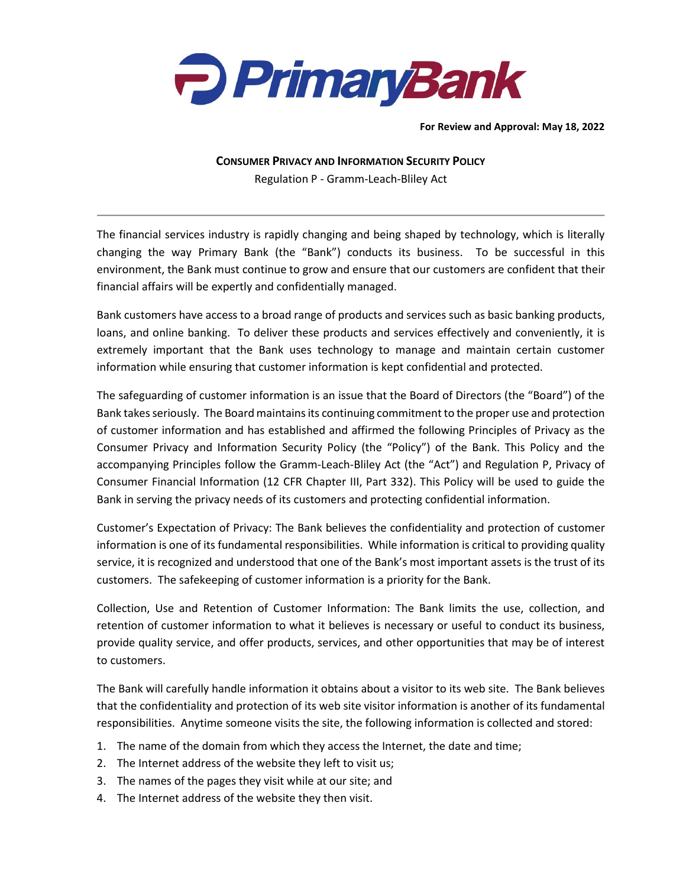**For Review and Approval: May 18, 2022**

# CONSUMER PRIVACY AND INFORMATION SECURITY POLICY

Regulation P - Gramm-Leach-Bliley Act

---

The financial services industry is rapidly changing and being shaped by technology, which is literally changing the way Primary Bank (the "Bank") conducts its business. To be successful in this environment, the Bank must continue to grow and ensure that our customers are confident that their financial affairs will be expertly and confidentially managed.

Bank customers have access to a broad range of products and services such as basic banking products, loans, and online banking. To deliver these products and services effectively and conveniently, it is extremely important that the Bank uses technology to manage and maintain certain customer information while ensuring that customer information is kept confidential and protected.

The safeguarding of customer information is an issue that the Board of Directors (the "Board") of the Bank takes seriously. The Board maintains its continuing commitment to the proper use and protection of customer information and has established and affirmed the following Principles of Privacy as the Consumer Privacy and Information Security Policy (the "Policy") of the Bank. This Policy and the accompanying Principles follow the Gramm-Leach-Bliley Act (the "Act") and Regulation P, Privacy of Consumer Financial Information (12 CFR Chapter III, Part 332). This Policy will be used to guide the Bank in serving the privacy needs of its customers and protecting confidential information.

Customer's Expectation of Privacy: The Bank believes the confidentiality and protection of customer information is one of its fundamental responsibilities. While information is critical to providing quality service, it is recognized and understood that one of the Bank's most important assets is the trust of its customers. The safekeeping of customer information is a priority for the Bank.

Collection, Use and Retention of Customer Information: The Bank limits the use, collection, and retention of customer information to what it believes is necessary or useful to conduct its business, provide quality service, and offer products, services, and other opportunities that may be of interest to customers.

The Bank will carefully handle information it obtains about a visitor to its web site. The Bank believes that the confidentiality and protection of its web site visitor information is another of its fundamental responsibilities. Anytime someone visits the site, the following information is collected and stored:

1. The name of the domain from which they access the Internet, the date and time;
2. The Internet address of the website they left to visit us;
3. The names of the pages they visit while at our site; and
4. The Internet address of the website they then visit.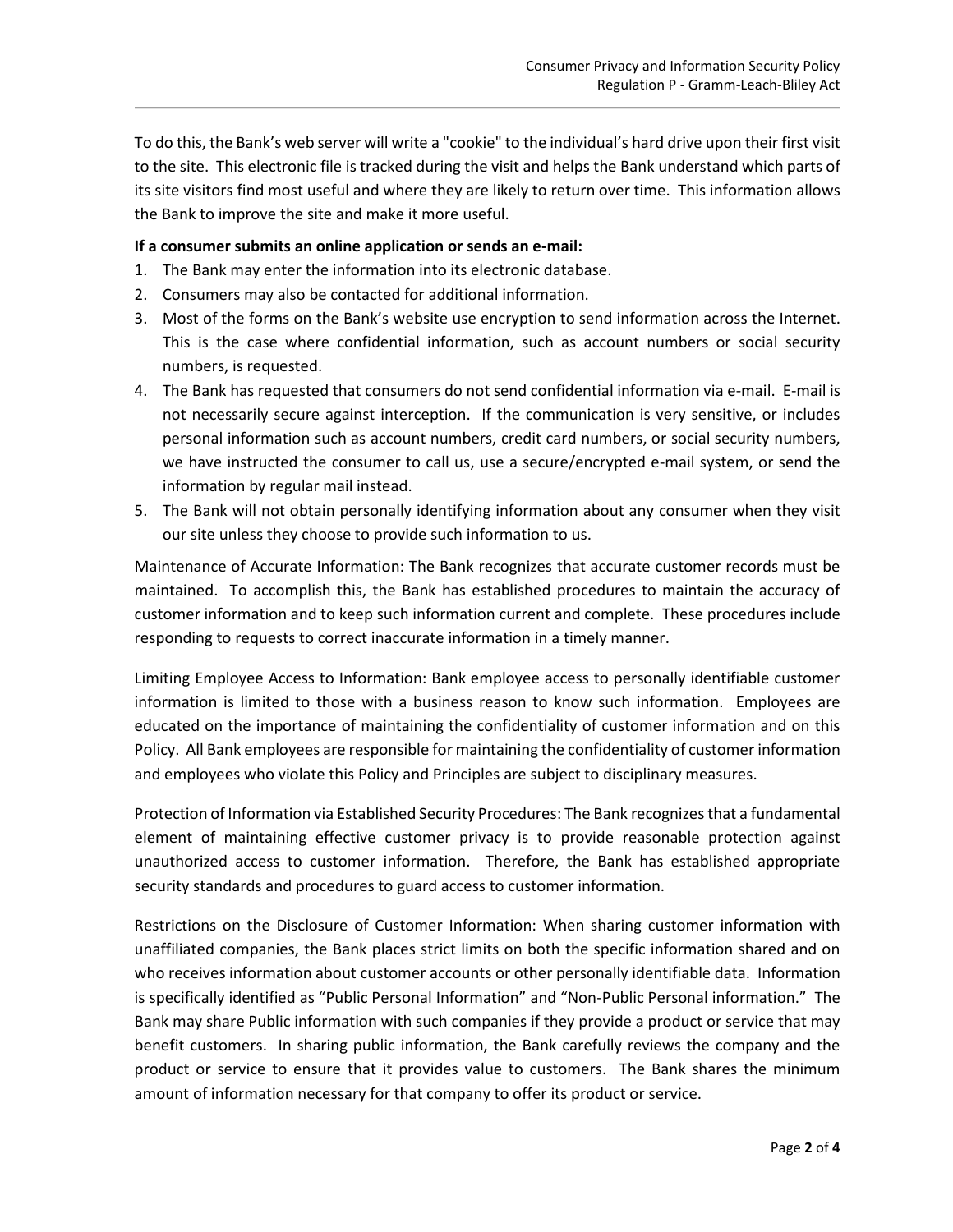To do this, the Bank's web server will write a "cookie" to the individual's hard drive upon their first visit to the site. This electronic file is tracked during the visit and helps the Bank understand which parts of its site visitors find most useful and where they are likely to return over time. This information allows the Bank to improve the site and make it more useful.

**If a consumer submits an online application or sends an e-mail:**

1. The Bank may enter the information into its electronic database.
2. Consumers may also be contacted for additional information.
3. Most of the forms on the Bank's website use encryption to send information across the Internet. This is the case where confidential information, such as account numbers or social security numbers, is requested.
4. The Bank has requested that consumers do not send confidential information via e-mail. E-mail is not necessarily secure against interception. If the communication is very sensitive, or includes personal information such as account numbers, credit card numbers, or social security numbers, we have instructed the consumer to call us, use a secure/encrypted e-mail system, or send the information by regular mail instead.
5. The Bank will not obtain personally identifying information about any consumer when they visit our site unless they choose to provide such information to us.

Maintenance of Accurate Information: The Bank recognizes that accurate customer records must be maintained. To accomplish this, the Bank has established procedures to maintain the accuracy of customer information and to keep such information current and complete. These procedures include responding to requests to correct inaccurate information in a timely manner.

Limiting Employee Access to Information: Bank employee access to personally identifiable customer information is limited to those with a business reason to know such information. Employees are educated on the importance of maintaining the confidentiality of customer information and on this Policy. All Bank employees are responsible for maintaining the confidentiality of customer information and employees who violate this Policy and Principles are subject to disciplinary measures.

Protection of Information via Established Security Procedures: The Bank recognizes that a fundamental element of maintaining effective customer privacy is to provide reasonable protection against unauthorized access to customer information. Therefore, the Bank has established appropriate security standards and procedures to guard access to customer information.

Restrictions on the Disclosure of Customer Information: When sharing customer information with unaffiliated companies, the Bank places strict limits on both the specific information shared and on who receives information about customer accounts or other personally identifiable data. Information is specifically identified as "Public Personal Information" and "Non-Public Personal information." The Bank may share Public information with such companies if they provide a product or service that may benefit customers. In sharing public information, the Bank carefully reviews the company and the product or service to ensure that it provides value to customers. The Bank shares the minimum amount of information necessary for that company to offer its product or service.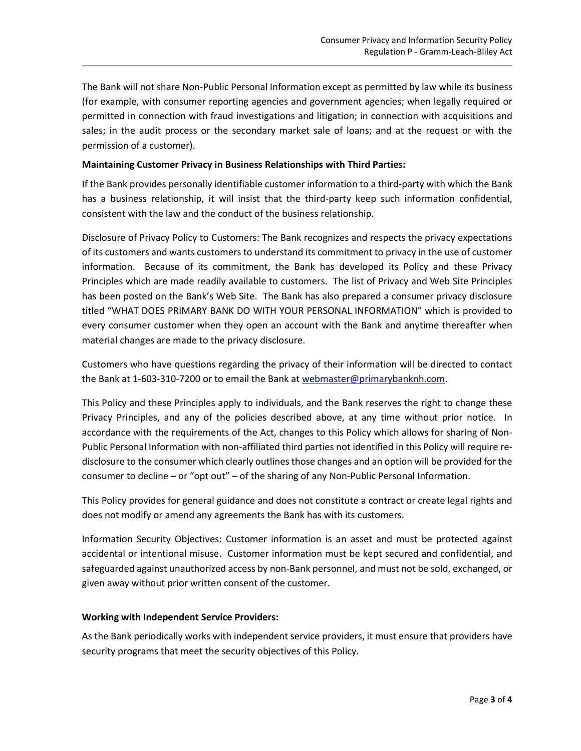The Bank will not share Non-Public Personal Information except as permitted by law while its business (for example, with consumer reporting agencies and government agencies; when legally required or permitted in connection with fraud investigations and litigation; in connection with acquisitions and sales; in the audit process or the secondary market sale of loans; and at the request or with the permission of a customer).

**Maintaining Customer Privacy in Business Relationships with Third Parties:**

If the Bank provides personally identifiable customer information to a third-party with which the Bank has a business relationship, it will insist that the third-party keep such information confidential, consistent with the law and the conduct of the business relationship.

Disclosure of Privacy Policy to Customers: The Bank recognizes and respects the privacy expectations of its customers and wants customers to understand its commitment to privacy in the use of customer information. Because of its commitment, the Bank has developed its Policy and these Privacy Principles which are made readily available to customers. The list of Privacy and Web Site Principles has been posted on the Bank's Web Site. The Bank has also prepared a consumer privacy disclosure titled "WHAT DOES PRIMARY BANK DO WITH YOUR PERSONAL INFORMATION" which is provided to every consumer customer when they open an account with the Bank and anytime thereafter when material changes are made to the privacy disclosure.

Customers who have questions regarding the privacy of their information will be directed to contact the Bank at 1-603-310-7200 or to email the Bank at [webmaster@primarybanknh.com](mailto:webmaster@primarybanknh.com).

This Policy and these Principles apply to individuals, and the Bank reserves the right to change these Privacy Principles, and any of the policies described above, at any time without prior notice. In accordance with the requirements of the Act, changes to this Policy which allows for sharing of Non-Public Personal Information with non-affiliated third parties not identified in this Policy will require re-disclosure to the consumer which clearly outlines those changes and an option will be provided for the consumer to decline – or "opt out" – of the sharing of any Non-Public Personal Information.

This Policy provides for general guidance and does not constitute a contract or create legal rights and does not modify or amend any agreements the Bank has with its customers.

Information Security Objectives: Customer information is an asset and must be protected against accidental or intentional misuse. Customer information must be kept secured and confidential, and safeguarded against unauthorized access by non-Bank personnel, and must not be sold, exchanged, or given away without prior written consent of the customer.

**Working with Independent Service Providers:**

As the Bank periodically works with independent service providers, it must ensure that providers have security programs that meet the security objectives of this Policy.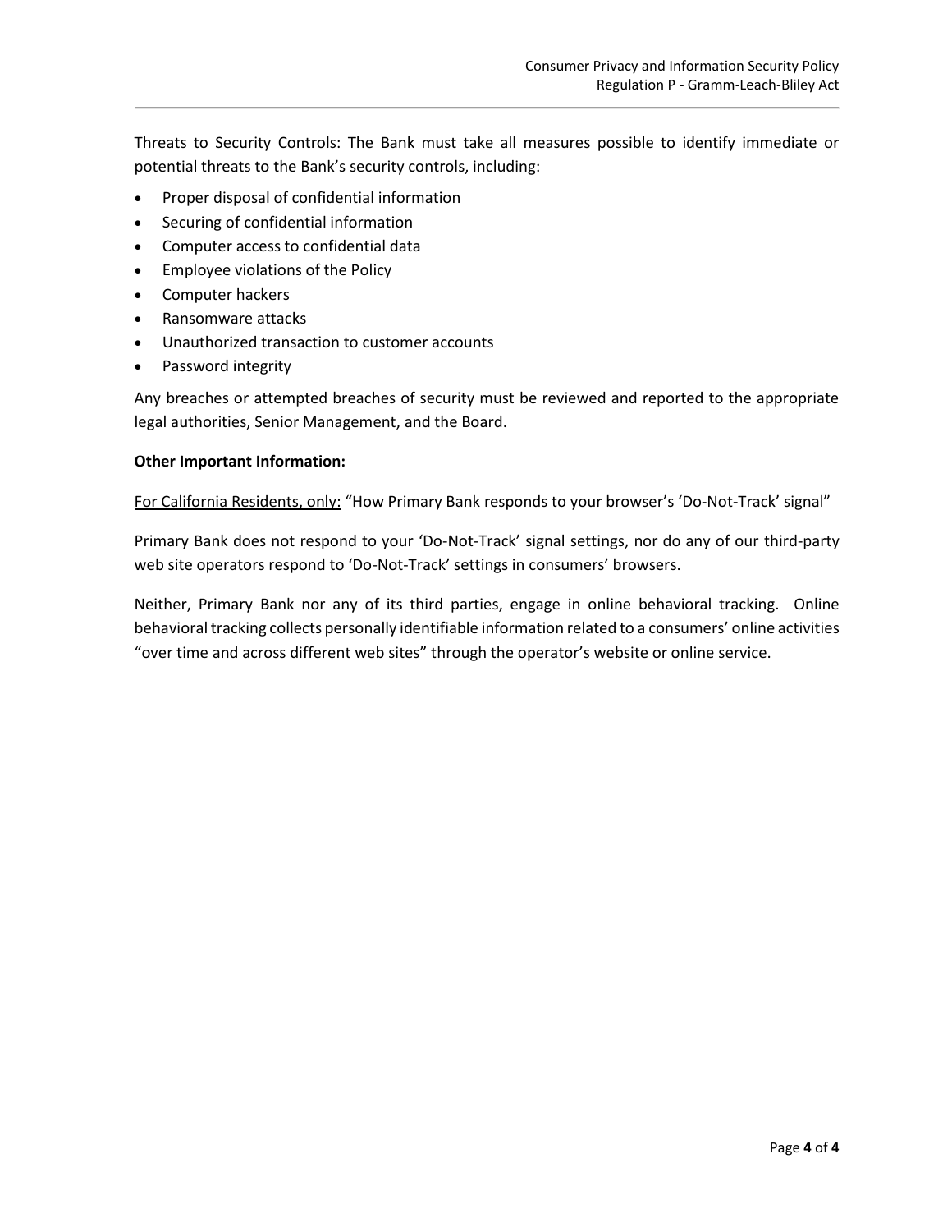Threats to Security Controls: The Bank must take all measures possible to identify immediate or potential threats to the Bank's security controls, including:

- Proper disposal of confidential information
- Securing of confidential information
- Computer access to confidential data
- Employee violations of the Policy
- Computer hackers
- Ransomware attacks
- Unauthorized transaction to customer accounts
- Password integrity

Any breaches or attempted breaches of security must be reviewed and reported to the appropriate legal authorities, Senior Management, and the Board.

**Other Important Information:**

<u>For California Residents, only:</u> "How Primary Bank responds to your browser's 'Do-Not-Track' signal"

Primary Bank does not respond to your 'Do-Not-Track' signal settings, nor do any of our third-party web site operators respond to 'Do-Not-Track' settings in consumers' browsers.

Neither, Primary Bank nor any of its third parties, engage in online behavioral tracking. Online behavioral tracking collects personally identifiable information related to a consumers' online activities "over time and across different web sites" through the operator's website or online service.